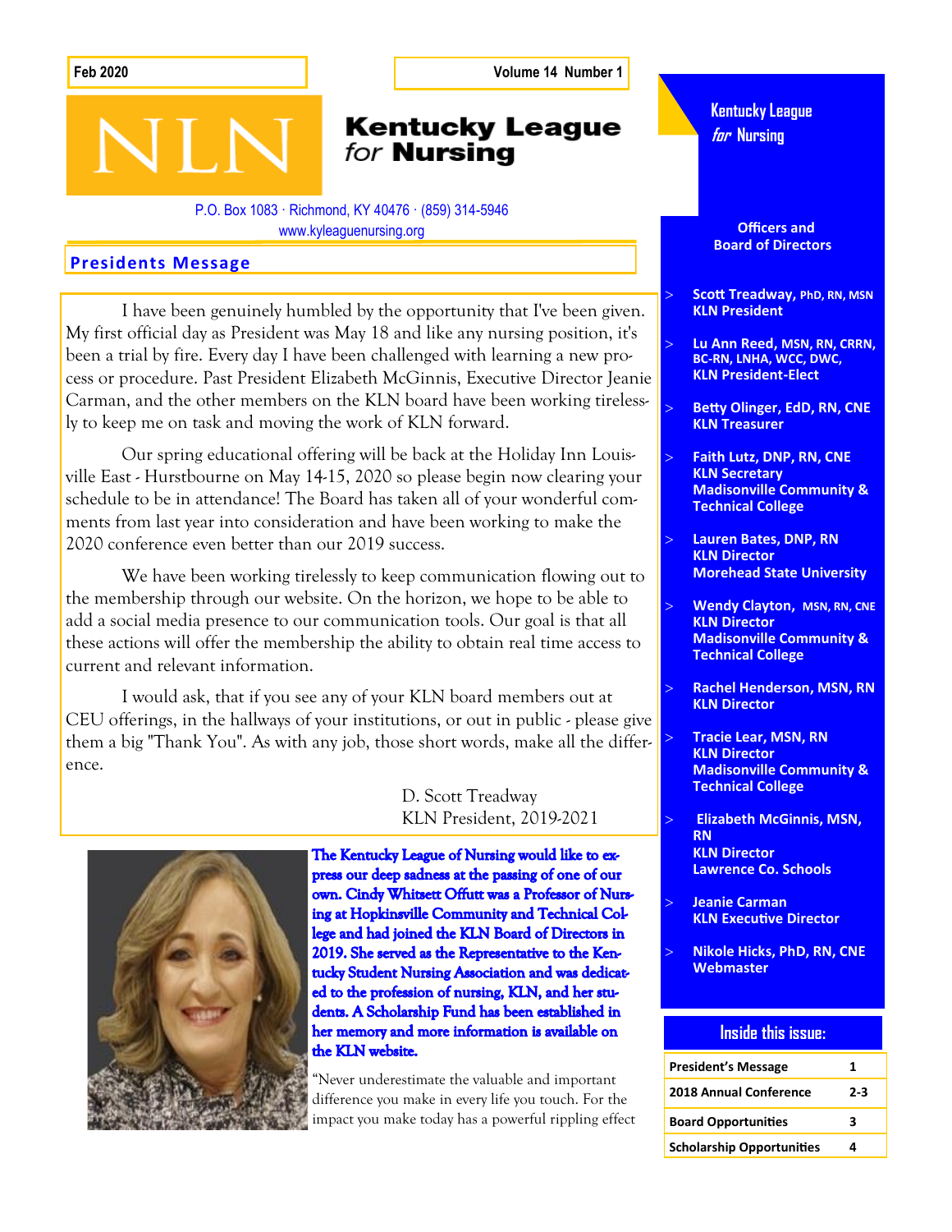Feb 2020

Volume 14 Number 1

# Kentucky League *for* Nursing

P.O. Box 1083 · Richmond, KY 40476 · (859) 314-5946
www.kyleaguenursing.org

## Presidents Message

I have been genuinely humbled by the opportunity that I've been given. My first official day as President was May 18 and like any nursing position, it's been a trial by fire. Every day I have been challenged with learning a new process or procedure. Past President Elizabeth McGinnis, Executive Director Jeanie Carman, and the other members on the KLN board have been working tirelessly to keep me on task and moving the work of KLN forward.

Our spring educational offering will be back at the Holiday Inn Louisville East - Hurstbourne on May 14-15, 2020 so please begin now clearing your schedule to be in attendance! The Board has taken all of your wonderful comments from last year into consideration and have been working to make the 2020 conference even better than our 2019 success.

We have been working tirelessly to keep communication flowing out to the membership through our website. On the horizon, we hope to be able to add a social media presence to our communication tools. Our goal is that all these actions will offer the membership the ability to obtain real time access to current and relevant information.

I would ask, that if you see any of your KLN board members out at CEU offerings, in the hallways of your institutions, or out in public - please give them a big "Thank You". As with any job, those short words, make all the difference.

D. Scott Treadway
KLN President, 2019-2021

**The Kentucky League of Nursing would like to express our deep sadness at the passing of one of our own. Cindy Whitsett Offutt was a Professor of Nursing at Hopkinsville Community and Technical College and had joined the KLN Board of Directors in 2019. She served as the Representative to the Kentucky Student Nursing Association and was dedicated to the profession of nursing, KLN, and her students. A Scholarship Fund has been established in her memory and more information is available on the KLN website.**

"Never underestimate the valuable and important difference you make in every life you touch. For the impact you make today has a powerful rippling effect

## Kentucky League *for* Nursing

### Officers and Board of Directors

- **Scott Treadway, PhD, RN, MSN**
  **KLN President**
- **Lu Ann Reed, MSN, RN, CRRN, BC-RN, LNHA, WCC, DWC,**
  **KLN President-Elect**
- **Betty Olinger, EdD, RN, CNE**
  **KLN Treasurer**
- **Faith Lutz, DNP, RN, CNE**
  **KLN Secretary**
  **Madisonville Community & Technical College**
- **Lauren Bates, DNP, RN**
  **KLN Director**
  **Morehead State University**
- **Wendy Clayton, MSN, RN, CNE**
  **KLN Director**
  **Madisonville Community & Technical College**
- **Rachel Henderson, MSN, RN**
  **KLN Director**
- **Tracie Lear, MSN, RN**
  **KLN Director**
  **Madisonville Community & Technical College**
- **Elizabeth McGinnis, MSN, RN**
  **KLN Director**
  **Lawrence Co. Schools**
- **Jeanie Carman**
  **KLN Executive Director**
- **Nikole Hicks, PhD, RN, CNE**
  **Webmaster**

### Inside this issue:

| | |
|---|---|
| President's Message | 1 |
| 2018 Annual Conference | 2-3 |
| Board Opportunities | 3 |
| Scholarship Opportunities | 4 |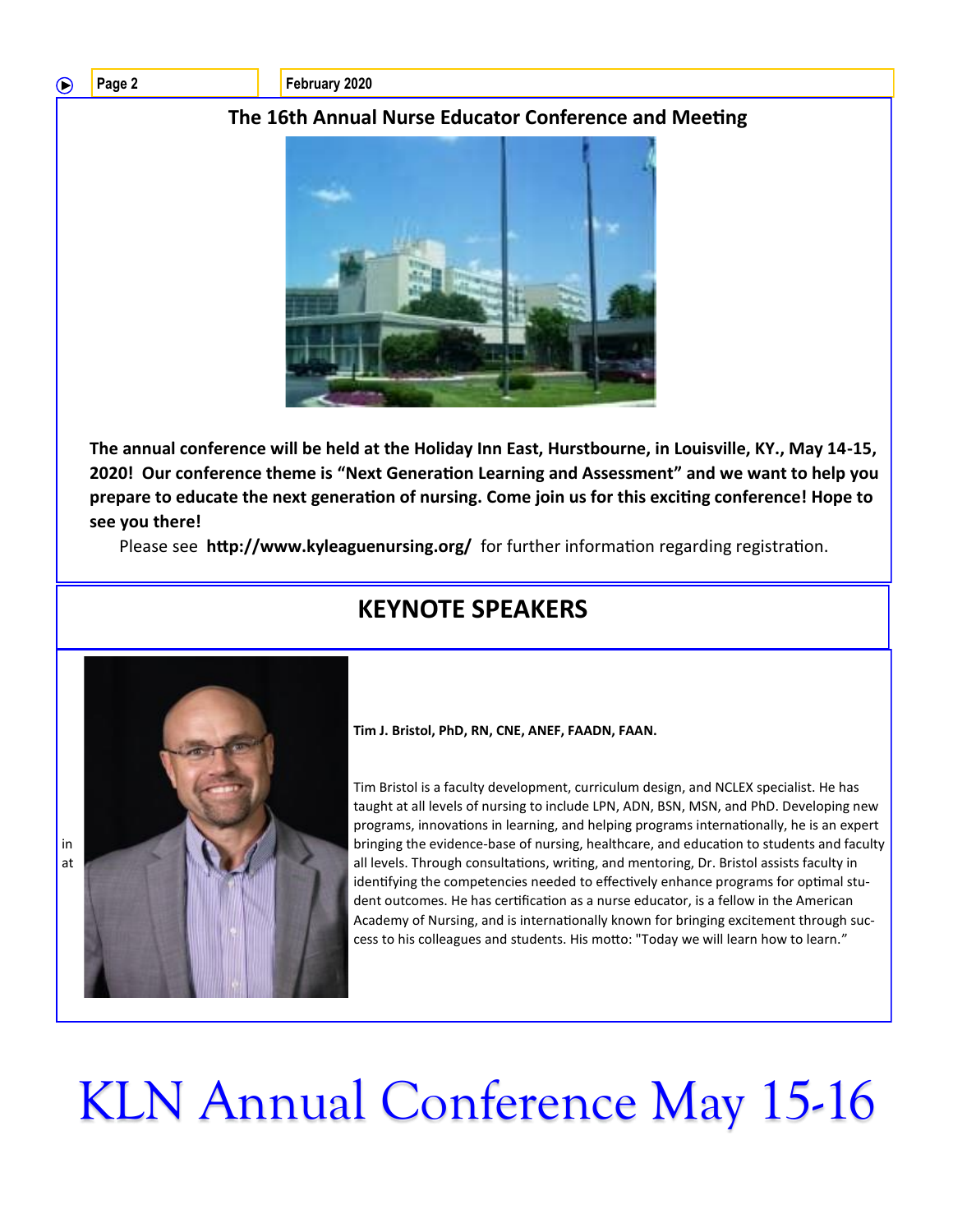## The 16th Annual Nurse Educator Conference and Meeting

**The annual conference will be held at the Holiday Inn East, Hurstbourne, in Louisville, KY., May 14-15, 2020! Our conference theme is "Next Generation Learning and Assessment" and we want to help you prepare to educate the next generation of nursing. Come join us for this exciting conference! Hope to see you there!**

Please see **http://www.kyleaguenursing.org/** for further information regarding registration.

## KEYNOTE SPEAKERS

**Tim J. Bristol, PhD, RN, CNE, ANEF, FAADN, FAAN.**

Tim Bristol is a faculty development, curriculum design, and NCLEX specialist. He has taught at all levels of nursing to include LPN, ADN, BSN, MSN, and PhD. Developing new programs, innovations in learning, and helping programs internationally, he is an expert in bringing the evidence-base of nursing, healthcare, and education to students and faculty at all levels. Through consultations, writing, and mentoring, Dr. Bristol assists faculty in identifying the competencies needed to effectively enhance programs for optimal student outcomes. He has certification as a nurse educator, is a fellow in the American Academy of Nursing, and is internationally known for bringing excitement through success to his colleagues and students. His motto: "Today we will learn how to learn."

# KLN Annual Conference May 15-16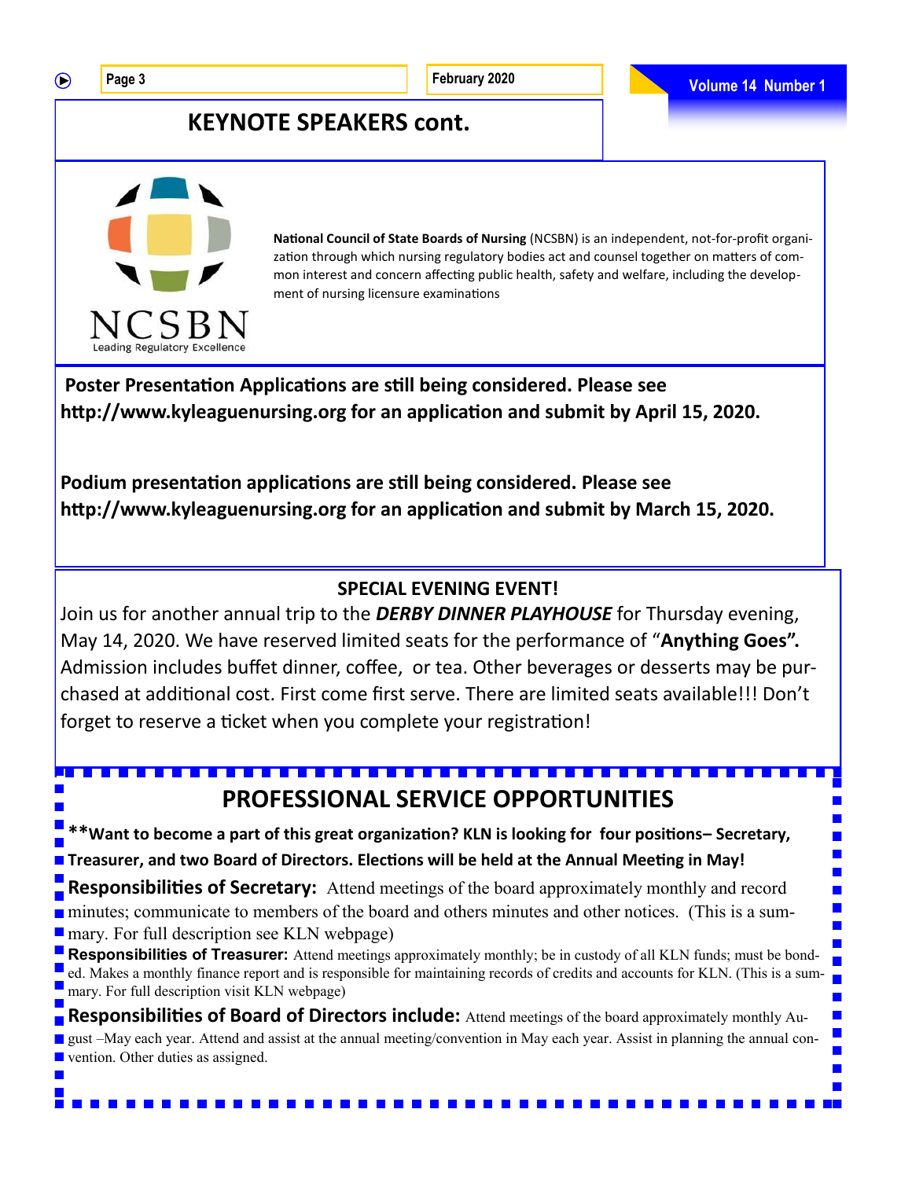## KEYNOTE SPEAKERS cont.

NCSBN
Leading Regulatory Excellence

**National Council of State Boards of Nursing** (NCSBN) is an independent, not-for-profit organization through which nursing regulatory bodies act and counsel together on matters of common interest and concern affecting public health, safety and welfare, including the development of nursing licensure examinations

**Poster Presentation Applications are still being considered. Please see http://www.kyleaguenursing.org for an application and submit by April 15, 2020.**

**Podium presentation applications are still being considered. Please see http://www.kyleaguenursing.org for an application and submit by March 15, 2020.**

### SPECIAL EVENING EVENT!

Join us for another annual trip to the ***DERBY DINNER PLAYHOUSE*** for Thursday evening, May 14, 2020. We have reserved limited seats for the performance of "**Anything Goes".** Admission includes buffet dinner, coffee, or tea. Other beverages or desserts may be purchased at additional cost. First come first serve. There are limited seats available!!! Don't forget to reserve a ticket when you complete your registration!

## PROFESSIONAL SERVICE OPPORTUNITIES

**\*\*Want to become a part of this great organization? KLN is looking for four positions– Secretary, Treasurer, and two Board of Directors. Elections will be held at the Annual Meeting in May!**

**Responsibilities of Secretary:** Attend meetings of the board approximately monthly and record minutes; communicate to members of the board and others minutes and other notices. (This is a summary. For full description see KLN webpage)

**Responsibilities of Treasurer:** Attend meetings approximately monthly; be in custody of all KLN funds; must be bonded. Makes a monthly finance report and is responsible for maintaining records of credits and accounts for KLN. (This is a summary. For full description visit KLN webpage)

**Responsibilities of Board of Directors include:** Attend meetings of the board approximately monthly August –May each year. Attend and assist at the annual meeting/convention in May each year. Assist in planning the annual convention. Other duties as assigned.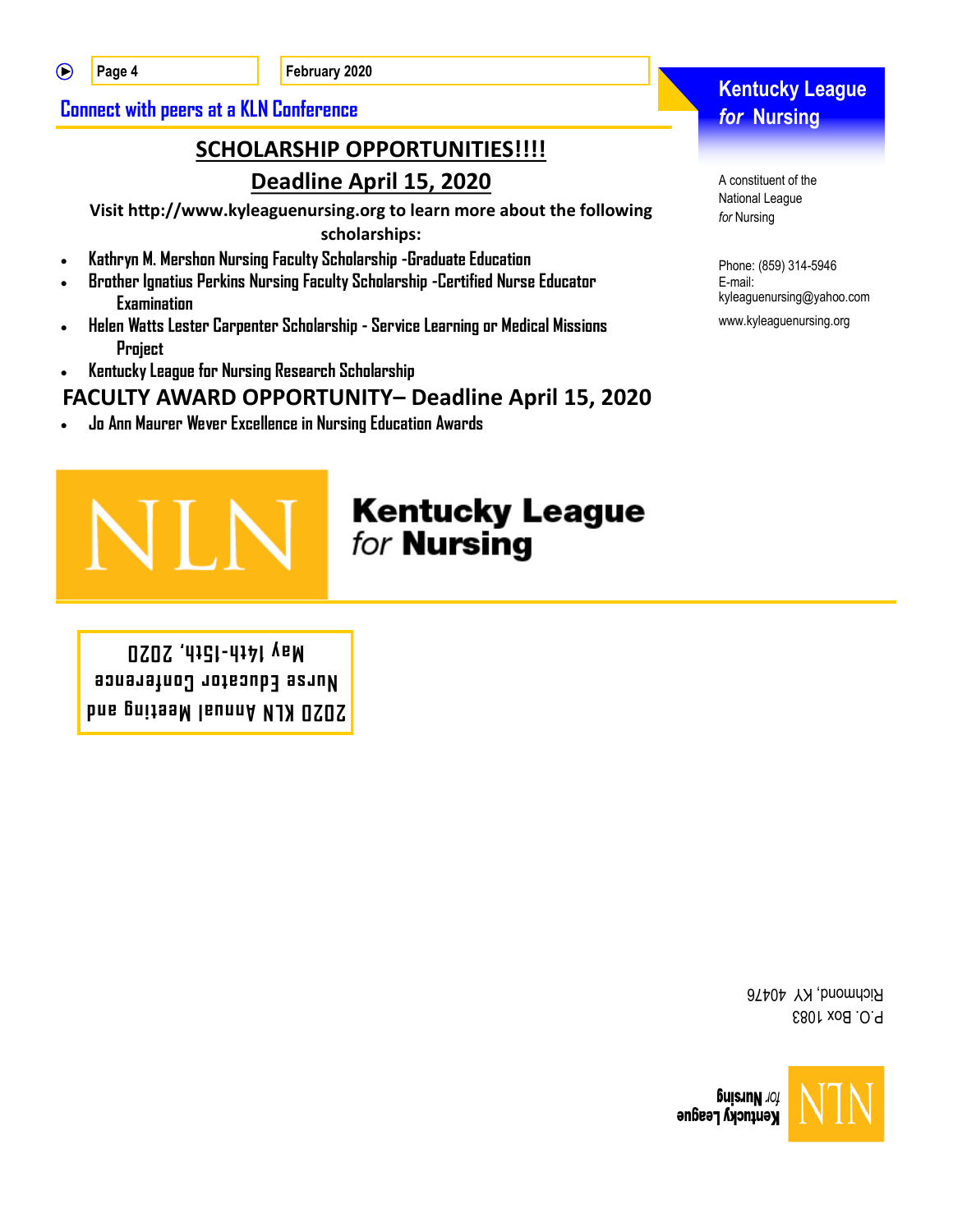Connect with peers at a KLN Conference

## SCHOLARSHIP OPPORTUNITIES!!!!

## Deadline April 15, 2020

**Visit http://www.kyleaguenursing.org to learn more about the following scholarships:**

- Kathryn M. Mershon Nursing Faculty Scholarship -Graduate Education
- Brother Ignatius Perkins Nursing Faculty Scholarship -Certified Nurse Educator Examination
- Helen Watts Lester Carpenter Scholarship - Service Learning or Medical Missions Project
- Kentucky League for Nursing Research Scholarship

## FACULTY AWARD OPPORTUNITY– Deadline April 15, 2020

- Jo Ann Maurer Wever Excellence in Nursing Education Awards

NLN **Kentucky League** *for* **Nursing**

2020 KLN Annual Meeting and
Nurse Educator Conference
May 14th-15th, 2020

P.O. Box 1083
Richmond, KY 40476

NLN Kentucky League *for* Nursing

**Kentucky League *for* Nursing**

A constituent of the National League *for* Nursing

Phone: (859) 314-5946
E-mail: kyleaguenursing@yahoo.com
www.kyleaguenursing.org